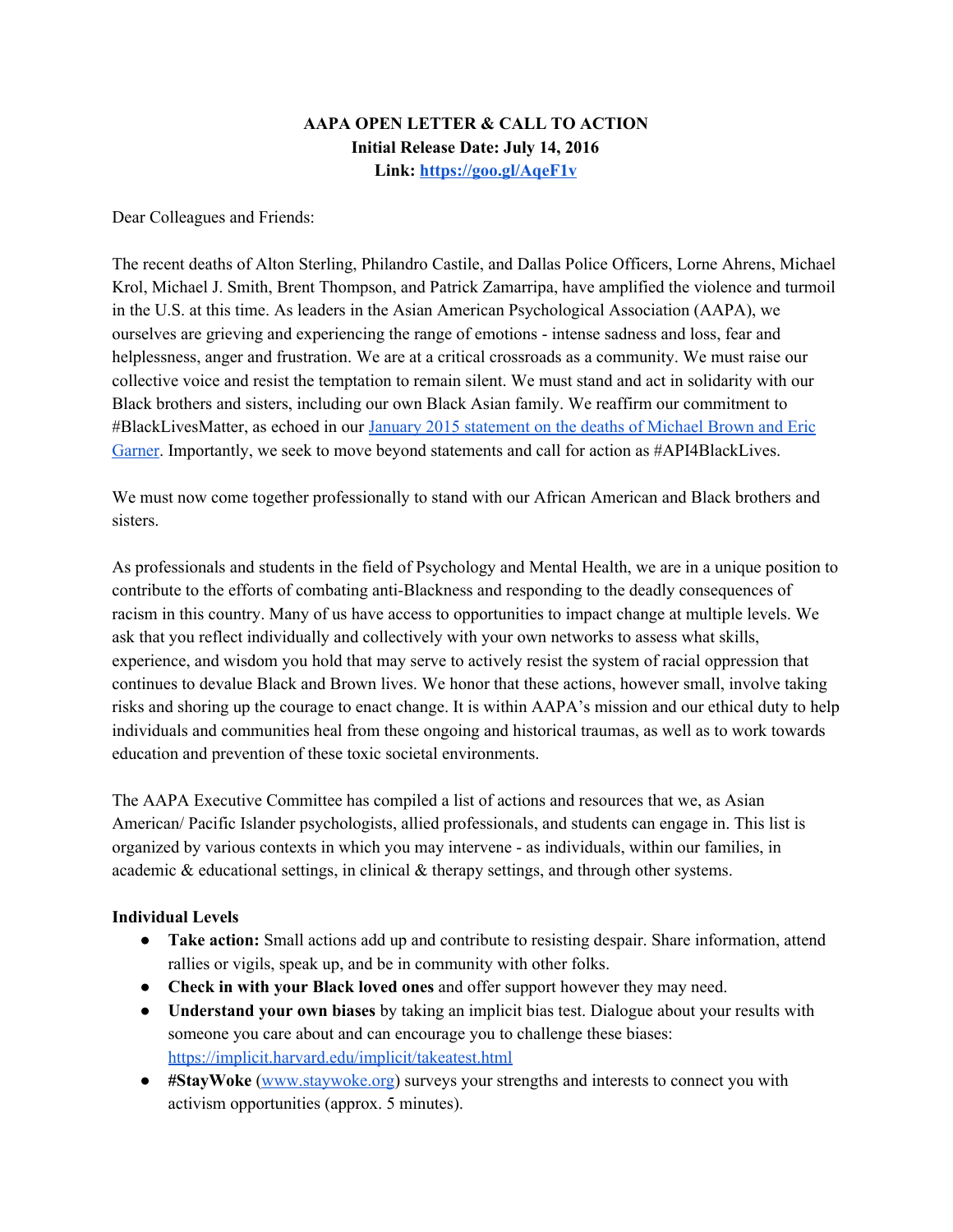**AAPA OPEN LETTER & CALL TO ACTION**
**Initial Release Date: July 14, 2016**
**Link: [https://goo.gl/AqeF1v](https://goo.gl/AqeF1v)**

Dear Colleagues and Friends:

The recent deaths of Alton Sterling, Philandro Castile, and Dallas Police Officers, Lorne Ahrens, Michael Krol, Michael J. Smith, Brent Thompson, and Patrick Zamarripa, have amplified the violence and turmoil in the U.S. at this time. As leaders in the Asian American Psychological Association (AAPA), we ourselves are grieving and experiencing the range of emotions - intense sadness and loss, fear and helplessness, anger and frustration. We are at a critical crossroads as a community. We must raise our collective voice and resist the temptation to remain silent. We must stand and act in solidarity with our Black brothers and sisters, including our own Black Asian family. We reaffirm our commitment to #BlackLivesMatter, as echoed in our January 2015 statement on the deaths of Michael Brown and Eric Garner. Importantly, we seek to move beyond statements and call for action as #API4BlackLives.

We must now come together professionally to stand with our African American and Black brothers and sisters.

As professionals and students in the field of Psychology and Mental Health, we are in a unique position to contribute to the efforts of combating anti-Blackness and responding to the deadly consequences of racism in this country. Many of us have access to opportunities to impact change at multiple levels. We ask that you reflect individually and collectively with your own networks to assess what skills, experience, and wisdom you hold that may serve to actively resist the system of racial oppression that continues to devalue Black and Brown lives. We honor that these actions, however small, involve taking risks and shoring up the courage to enact change. It is within AAPA's mission and our ethical duty to help individuals and communities heal from these ongoing and historical traumas, as well as to work towards education and prevention of these toxic societal environments.

The AAPA Executive Committee has compiled a list of actions and resources that we, as Asian American/ Pacific Islander psychologists, allied professionals, and students can engage in. This list is organized by various contexts in which you may intervene - as individuals, within our families, in academic & educational settings, in clinical & therapy settings, and through other systems.

**Individual Levels**

- **Take action:** Small actions add up and contribute to resisting despair. Share information, attend rallies or vigils, speak up, and be in community with other folks.
- **Check in with your Black loved ones** and offer support however they may need.
- **Understand your own biases** by taking an implicit bias test. Dialogue about your results with someone you care about and can encourage you to challenge these biases: https://implicit.harvard.edu/implicit/takeatest.html
- **#StayWoke** (www.staywoke.org) surveys your strengths and interests to connect you with activism opportunities (approx. 5 minutes).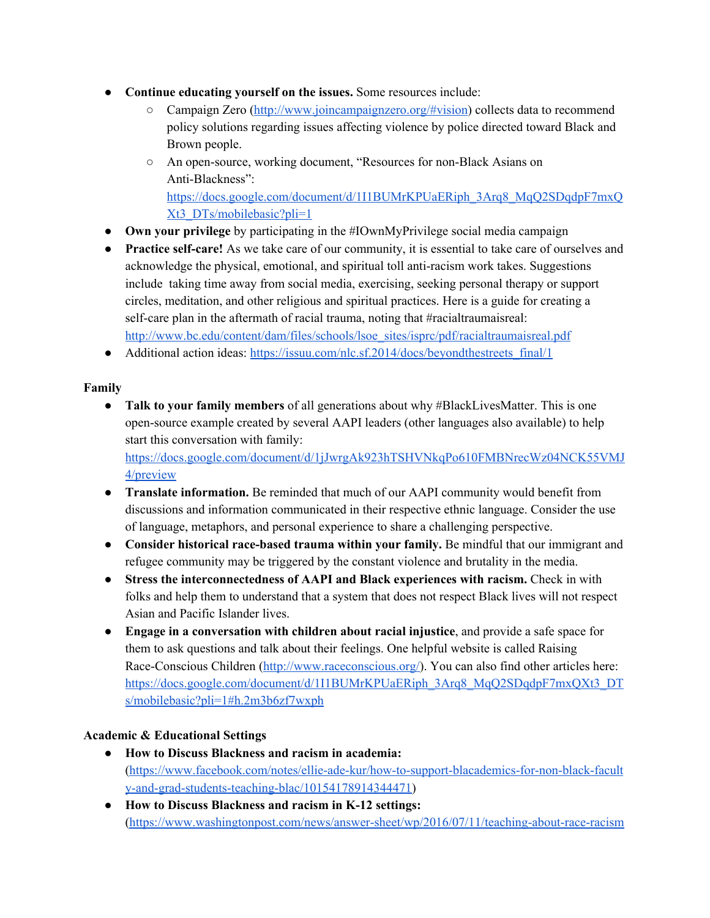- **Continue educating yourself on the issues.** Some resources include:
    - Campaign Zero (http://www.joincampaignzero.org/#vision) collects data to recommend policy solutions regarding issues affecting violence by police directed toward Black and Brown people.
    - An open-source, working document, "Resources for non-Black Asians on Anti-Blackness": https://docs.google.com/document/d/1I1BUMrKPUaERiph_3Arq8_MqQ2SDqdpF7mxQXt3_DTs/mobilebasic?pli=1
- **Own your privilege** by participating in the #IOwnMyPrivilege social media campaign
- **Practice self-care!** As we take care of our community, it is essential to take care of ourselves and acknowledge the physical, emotional, and spiritual toll anti-racism work takes. Suggestions include taking time away from social media, exercising, seeking personal therapy or support circles, meditation, and other religious and spiritual practices. Here is a guide for creating a self-care plan in the aftermath of racial trauma, noting that #racialtraumaisreal: http://www.bc.edu/content/dam/files/schools/lsoe_sites/isprc/pdf/racialtraumaisreal.pdf
- Additional action ideas: https://issuu.com/nlc.sf.2014/docs/beyondthestreets_final/1

**Family**

- **Talk to your family members** of all generations about why #BlackLivesMatter. This is one open-source example created by several AAPI leaders (other languages also available) to help start this conversation with family: https://docs.google.com/document/d/1jJwrgAk923hTSHVNkqPo610FMBNrecWz04NCK55VMJ4/preview
- **Translate information.** Be reminded that much of our AAPI community would benefit from discussions and information communicated in their respective ethnic language. Consider the use of language, metaphors, and personal experience to share a challenging perspective.
- **Consider historical race-based trauma within your family.** Be mindful that our immigrant and refugee community may be triggered by the constant violence and brutality in the media.
- **Stress the interconnectedness of AAPI and Black experiences with racism.** Check in with folks and help them to understand that a system that does not respect Black lives will not respect Asian and Pacific Islander lives.
- **Engage in a conversation with children about racial injustice**, and provide a safe space for them to ask questions and talk about their feelings. One helpful website is called Raising Race-Conscious Children (http://www.raceconscious.org/). You can also find other articles here: https://docs.google.com/document/d/1I1BUMrKPUaERiph_3Arq8_MqQ2SDqdpF7mxQXt3_DTs/mobilebasic?pli=1#h.2m3b6zf7wxph

**Academic & Educational Settings**

- **How to Discuss Blackness and racism in academia:** (https://www.facebook.com/notes/ellie-ade-kur/how-to-support-blacademics-for-non-black-faculty-and-grad-students-teaching-blac/10154178914344471)
- **How to Discuss Blackness and racism in K-12 settings:** (https://www.washingtonpost.com/news/answer-sheet/wp/2016/07/11/teaching-about-race-racism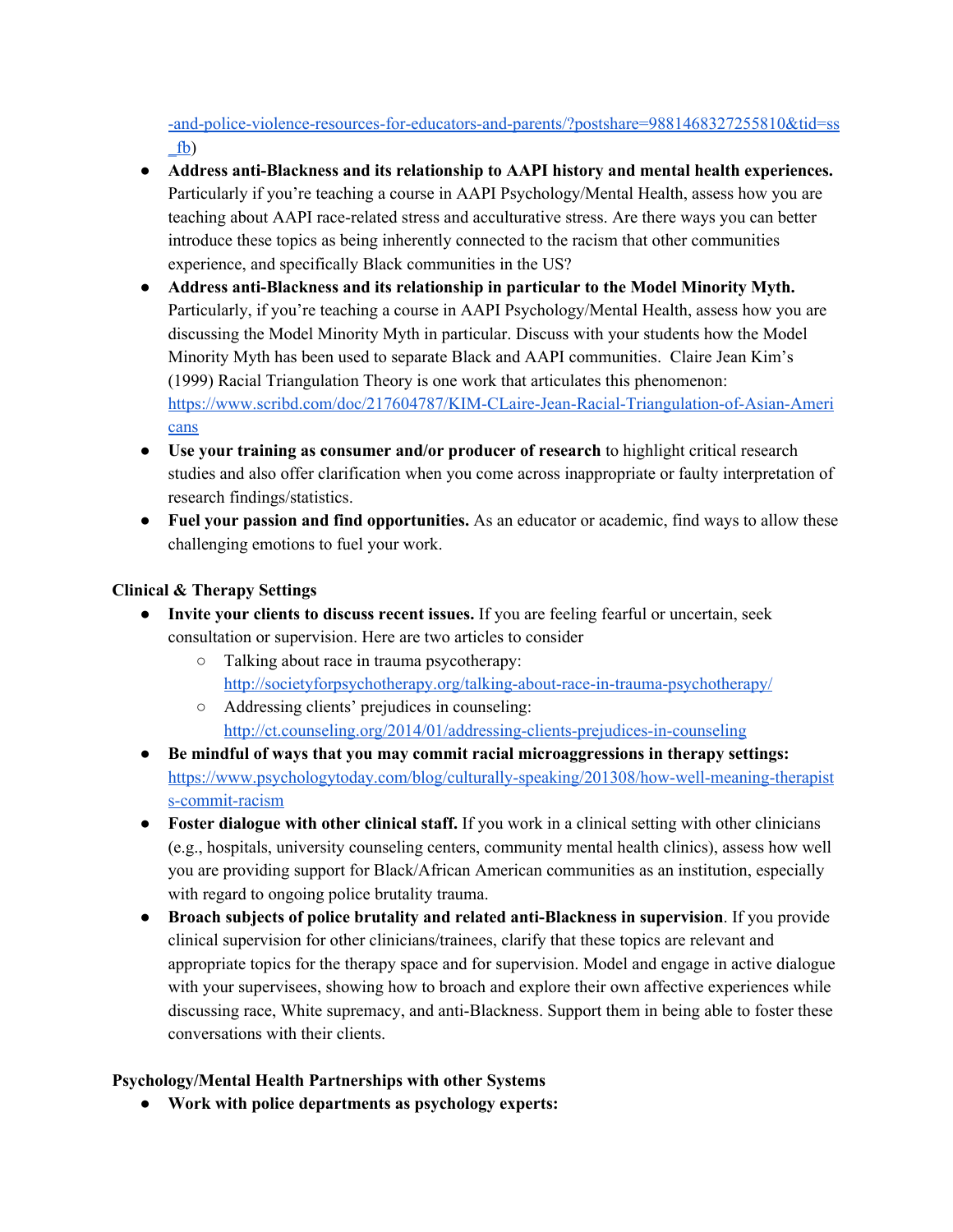-and-police-violence-resources-for-educators-and-parents/?postshare=9881468327255810&tid=ss_fb)

- **Address anti-Blackness and its relationship to AAPI history and mental health experiences.** Particularly if you're teaching a course in AAPI Psychology/Mental Health, assess how you are teaching about AAPI race-related stress and acculturative stress. Are there ways you can better introduce these topics as being inherently connected to the racism that other communities experience, and specifically Black communities in the US?
- **Address anti-Blackness and its relationship in particular to the Model Minority Myth.** Particularly, if you're teaching a course in AAPI Psychology/Mental Health, assess how you are discussing the Model Minority Myth in particular. Discuss with your students how the Model Minority Myth has been used to separate Black and AAPI communities. Claire Jean Kim's (1999) Racial Triangulation Theory is one work that articulates this phenomenon: https://www.scribd.com/doc/217604787/KIM-CLaire-Jean-Racial-Triangulation-of-Asian-Americans
- **Use your training as consumer and/or producer of research** to highlight critical research studies and also offer clarification when you come across inappropriate or faulty interpretation of research findings/statistics.
- **Fuel your passion and find opportunities.** As an educator or academic, find ways to allow these challenging emotions to fuel your work.

**Clinical & Therapy Settings**

- **Invite your clients to discuss recent issues.** If you are feeling fearful or uncertain, seek consultation or supervision. Here are two articles to consider
  - Talking about race in trauma psycotherapy: http://societyforpsychotherapy.org/talking-about-race-in-trauma-psychotherapy/
  - Addressing clients' prejudices in counseling: http://ct.counseling.org/2014/01/addressing-clients-prejudices-in-counseling
- **Be mindful of ways that you may commit racial microaggressions in therapy settings:** https://www.psychologytoday.com/blog/culturally-speaking/201308/how-well-meaning-therapists-commit-racism
- **Foster dialogue with other clinical staff.** If you work in a clinical setting with other clinicians (e.g., hospitals, university counseling centers, community mental health clinics), assess how well you are providing support for Black/African American communities as an institution, especially with regard to ongoing police brutality trauma.
- **Broach subjects of police brutality and related anti-Blackness in supervision**. If you provide clinical supervision for other clinicians/trainees, clarify that these topics are relevant and appropriate topics for the therapy space and for supervision. Model and engage in active dialogue with your supervisees, showing how to broach and explore their own affective experiences while discussing race, White supremacy, and anti-Blackness. Support them in being able to foster these conversations with their clients.

**Psychology/Mental Health Partnerships with other Systems**

- **Work with police departments as psychology experts:**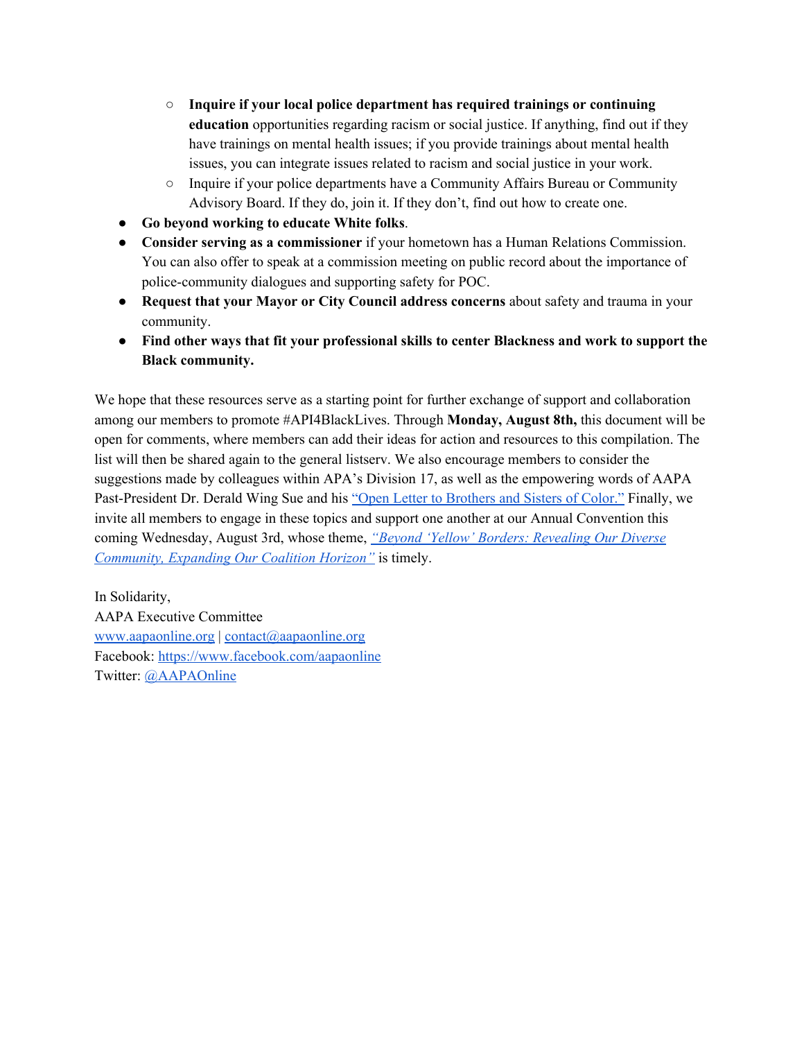- **Inquire if your local police department has required trainings or continuing education** opportunities regarding racism or social justice. If anything, find out if they have trainings on mental health issues; if you provide trainings about mental health issues, you can integrate issues related to racism and social justice in your work.
    - Inquire if your police departments have a Community Affairs Bureau or Community Advisory Board. If they do, join it. If they don't, find out how to create one.
- **Go beyond working to educate White folks**.
- **Consider serving as a commissioner** if your hometown has a Human Relations Commission. You can also offer to speak at a commission meeting on public record about the importance of police-community dialogues and supporting safety for POC.
- **Request that your Mayor or City Council address concerns** about safety and trauma in your community.
- **Find other ways that fit your professional skills to center Blackness and work to support the Black community.**

We hope that these resources serve as a starting point for further exchange of support and collaboration among our members to promote #API4BlackLives. Through **Monday, August 8th,** this document will be open for comments, where members can add their ideas for action and resources to this compilation. The list will then be shared again to the general listserv. We also encourage members to consider the suggestions made by colleagues within APA's Division 17, as well as the empowering words of AAPA Past-President Dr. Derald Wing Sue and his "Open Letter to Brothers and Sisters of Color." Finally, we invite all members to engage in these topics and support one another at our Annual Convention this coming Wednesday, August 3rd, whose theme, *"Beyond 'Yellow' Borders: Revealing Our Diverse Community, Expanding Our Coalition Horizon"* is timely.

In Solidarity,
AAPA Executive Committee
www.aapaonline.org | contact@aapaonline.org
Facebook: https://www.facebook.com/aapaonline
Twitter: @AAPAOnline